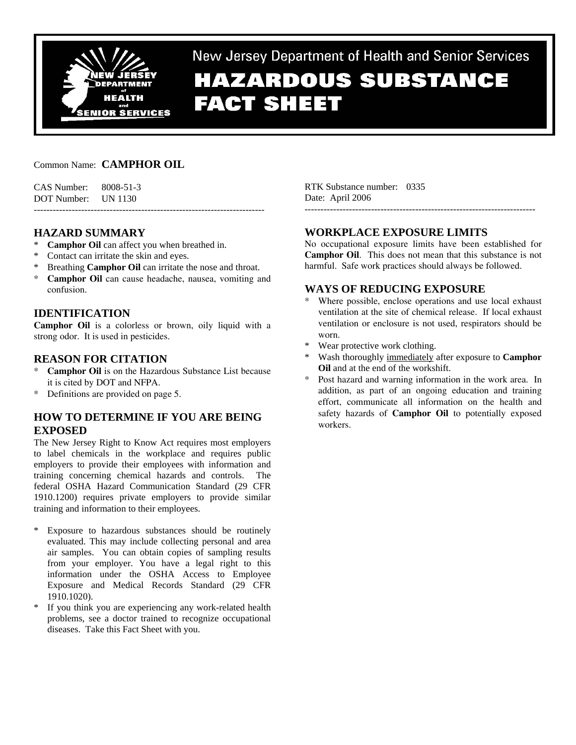New Jersey Department of Health and Senior Services

# HAZARDOUS SUBSTANCE FACT SHEET

Common Name: **CAMPHOR OIL**

CAS Number: 8008-51-3
DOT Number: UN 1130

RTK Substance number: 0335
Date: April 2006

## HAZARD SUMMARY

* **Camphor Oil** can affect you when breathed in.
* Contact can irritate the skin and eyes.
* Breathing **Camphor Oil** can irritate the nose and throat.
* **Camphor Oil** can cause headache, nausea, vomiting and confusion.

## IDENTIFICATION

**Camphor Oil** is a colorless or brown, oily liquid with a strong odor. It is used in pesticides.

## REASON FOR CITATION

* **Camphor Oil** is on the Hazardous Substance List because it is cited by DOT and NFPA.
* Definitions are provided on page 5.

## HOW TO DETERMINE IF YOU ARE BEING EXPOSED

The New Jersey Right to Know Act requires most employers to label chemicals in the workplace and requires public employers to provide their employees with information and training concerning chemical hazards and controls. The federal OSHA Hazard Communication Standard (29 CFR 1910.1200) requires private employers to provide similar training and information to their employees.

* Exposure to hazardous substances should be routinely evaluated. This may include collecting personal and area air samples. You can obtain copies of sampling results from your employer. You have a legal right to this information under the OSHA Access to Employee Exposure and Medical Records Standard (29 CFR 1910.1020).
* If you think you are experiencing any work-related health problems, see a doctor trained to recognize occupational diseases. Take this Fact Sheet with you.

## WORKPLACE EXPOSURE LIMITS

No occupational exposure limits have been established for **Camphor Oil**. This does not mean that this substance is not harmful. Safe work practices should always be followed.

## WAYS OF REDUCING EXPOSURE

* Where possible, enclose operations and use local exhaust ventilation at the site of chemical release. If local exhaust ventilation or enclosure is not used, respirators should be worn.
* Wear protective work clothing.
* Wash thoroughly immediately after exposure to **Camphor Oil** and at the end of the workshift.
* Post hazard and warning information in the work area. In addition, as part of an ongoing education and training effort, communicate all information on the health and safety hazards of **Camphor Oil** to potentially exposed workers.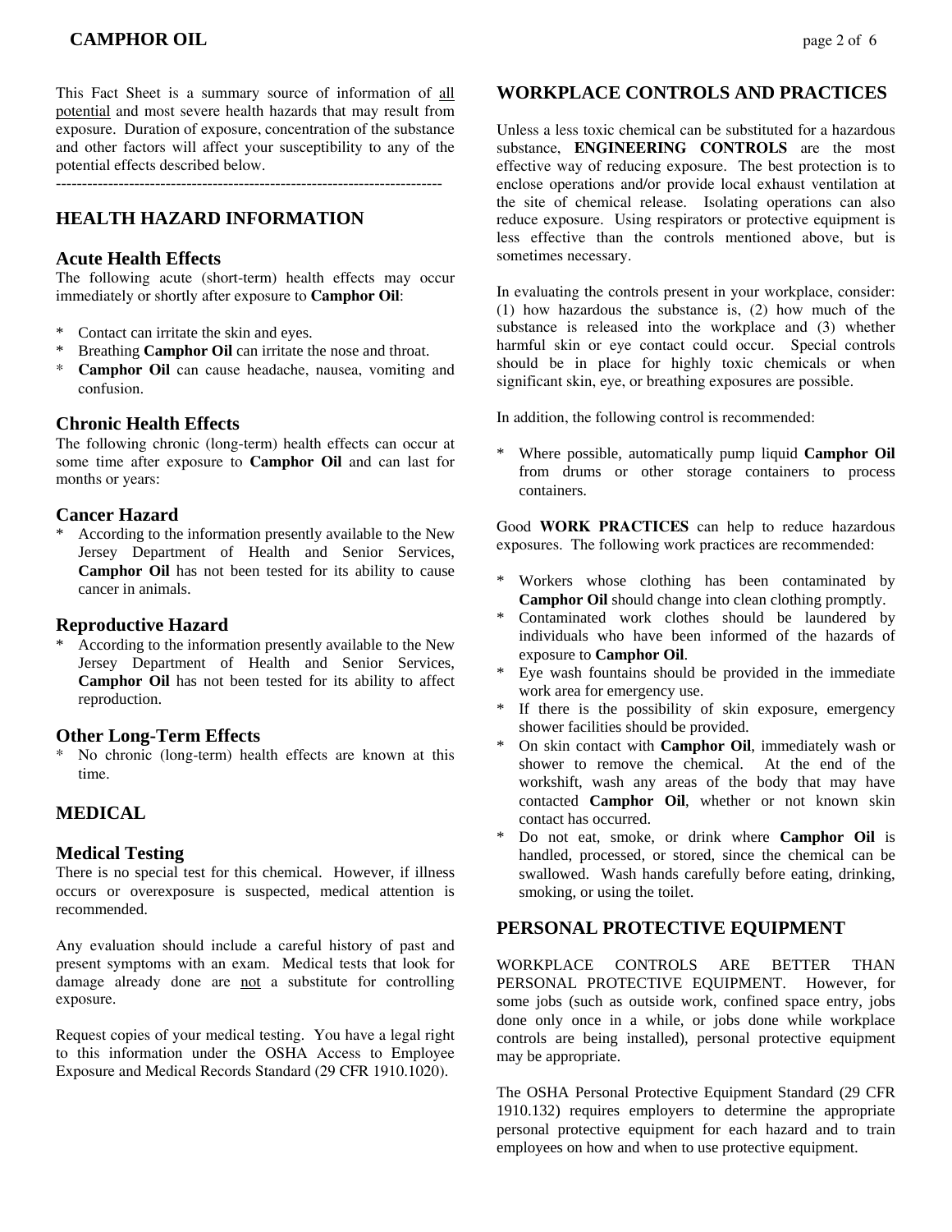This Fact Sheet is a summary source of information of all potential and most severe health hazards that may result from exposure. Duration of exposure, concentration of the substance and other factors will affect your susceptibility to any of the potential effects described below.

---

## HEALTH HAZARD INFORMATION

### Acute Health Effects

The following acute (short-term) health effects may occur immediately or shortly after exposure to **Camphor Oil**:

* Contact can irritate the skin and eyes.
* Breathing **Camphor Oil** can irritate the nose and throat.
* **Camphor Oil** can cause headache, nausea, vomiting and confusion.

### Chronic Health Effects

The following chronic (long-term) health effects can occur at some time after exposure to **Camphor Oil** and can last for months or years:

### Cancer Hazard

* According to the information presently available to the New Jersey Department of Health and Senior Services, **Camphor Oil** has not been tested for its ability to cause cancer in animals.

### Reproductive Hazard

* According to the information presently available to the New Jersey Department of Health and Senior Services, **Camphor Oil** has not been tested for its ability to affect reproduction.

### Other Long-Term Effects

* No chronic (long-term) health effects are known at this time.

## MEDICAL

### Medical Testing

There is no special test for this chemical. However, if illness occurs or overexposure is suspected, medical attention is recommended.

Any evaluation should include a careful history of past and present symptoms with an exam. Medical tests that look for damage already done are not a substitute for controlling exposure.

Request copies of your medical testing. You have a legal right to this information under the OSHA Access to Employee Exposure and Medical Records Standard (29 CFR 1910.1020).

## WORKPLACE CONTROLS AND PRACTICES

Unless a less toxic chemical can be substituted for a hazardous substance, **ENGINEERING CONTROLS** are the most effective way of reducing exposure. The best protection is to enclose operations and/or provide local exhaust ventilation at the site of chemical release. Isolating operations can also reduce exposure. Using respirators or protective equipment is less effective than the controls mentioned above, but is sometimes necessary.

In evaluating the controls present in your workplace, consider: (1) how hazardous the substance is, (2) how much of the substance is released into the workplace and (3) whether harmful skin or eye contact could occur. Special controls should be in place for highly toxic chemicals or when significant skin, eye, or breathing exposures are possible.

In addition, the following control is recommended:

* Where possible, automatically pump liquid **Camphor Oil** from drums or other storage containers to process containers.

Good **WORK PRACTICES** can help to reduce hazardous exposures. The following work practices are recommended:

* Workers whose clothing has been contaminated by **Camphor Oil** should change into clean clothing promptly.
* Contaminated work clothes should be laundered by individuals who have been informed of the hazards of exposure to **Camphor Oil**.
* Eye wash fountains should be provided in the immediate work area for emergency use.
* If there is the possibility of skin exposure, emergency shower facilities should be provided.
* On skin contact with **Camphor Oil**, immediately wash or shower to remove the chemical. At the end of the workshift, wash any areas of the body that may have contacted **Camphor Oil**, whether or not known skin contact has occurred.
* Do not eat, smoke, or drink where **Camphor Oil** is handled, processed, or stored, since the chemical can be swallowed. Wash hands carefully before eating, drinking, smoking, or using the toilet.

## PERSONAL PROTECTIVE EQUIPMENT

WORKPLACE CONTROLS ARE BETTER THAN PERSONAL PROTECTIVE EQUIPMENT. However, for some jobs (such as outside work, confined space entry, jobs done only once in a while, or jobs done while workplace controls are being installed), personal protective equipment may be appropriate.

The OSHA Personal Protective Equipment Standard (29 CFR 1910.132) requires employers to determine the appropriate personal protective equipment for each hazard and to train employees on how and when to use protective equipment.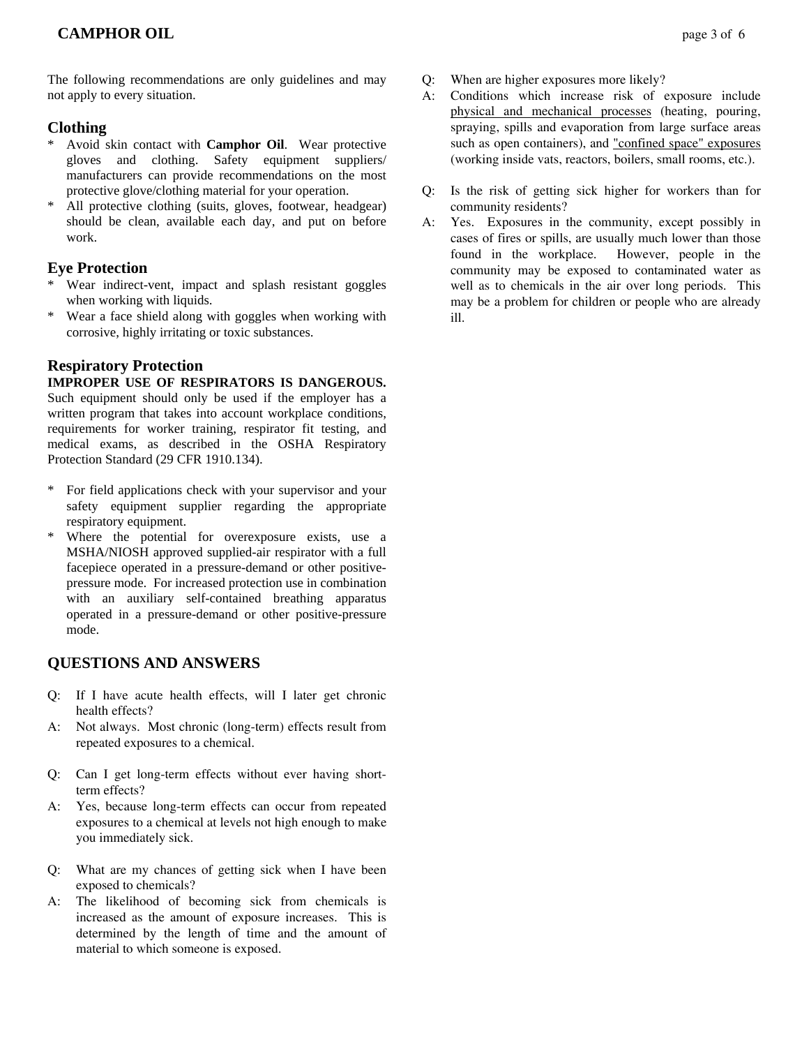The following recommendations are only guidelines and may not apply to every situation.

## Clothing

* Avoid skin contact with **Camphor Oil**. Wear protective gloves and clothing. Safety equipment suppliers/ manufacturers can provide recommendations on the most protective glove/clothing material for your operation.
* All protective clothing (suits, gloves, footwear, headgear) should be clean, available each day, and put on before work.

## Eye Protection

* Wear indirect-vent, impact and splash resistant goggles when working with liquids.
* Wear a face shield along with goggles when working with corrosive, highly irritating or toxic substances.

## Respiratory Protection

**IMPROPER USE OF RESPIRATORS IS DANGEROUS.** Such equipment should only be used if the employer has a written program that takes into account workplace conditions, requirements for worker training, respirator fit testing, and medical exams, as described in the OSHA Respiratory Protection Standard (29 CFR 1910.134).

* For field applications check with your supervisor and your safety equipment supplier regarding the appropriate respiratory equipment.
* Where the potential for overexposure exists, use a MSHA/NIOSH approved supplied-air respirator with a full facepiece operated in a pressure-demand or other positive-pressure mode. For increased protection use in combination with an auxiliary self-contained breathing apparatus operated in a pressure-demand or other positive-pressure mode.

## QUESTIONS AND ANSWERS

Q: If I have acute health effects, will I later get chronic health effects?
A: Not always. Most chronic (long-term) effects result from repeated exposures to a chemical.

Q: Can I get long-term effects without ever having short-term effects?
A: Yes, because long-term effects can occur from repeated exposures to a chemical at levels not high enough to make you immediately sick.

Q: What are my chances of getting sick when I have been exposed to chemicals?
A: The likelihood of becoming sick from chemicals is increased as the amount of exposure increases. This is determined by the length of time and the amount of material to which someone is exposed.

Q: When are higher exposures more likely?
A: Conditions which increase risk of exposure include physical and mechanical processes (heating, pouring, spraying, spills and evaporation from large surface areas such as open containers), and "confined space" exposures (working inside vats, reactors, boilers, small rooms, etc.).

Q: Is the risk of getting sick higher for workers than for community residents?
A: Yes. Exposures in the community, except possibly in cases of fires or spills, are usually much lower than those found in the workplace. However, people in the community may be exposed to contaminated water as well as to chemicals in the air over long periods. This may be a problem for children or people who are already ill.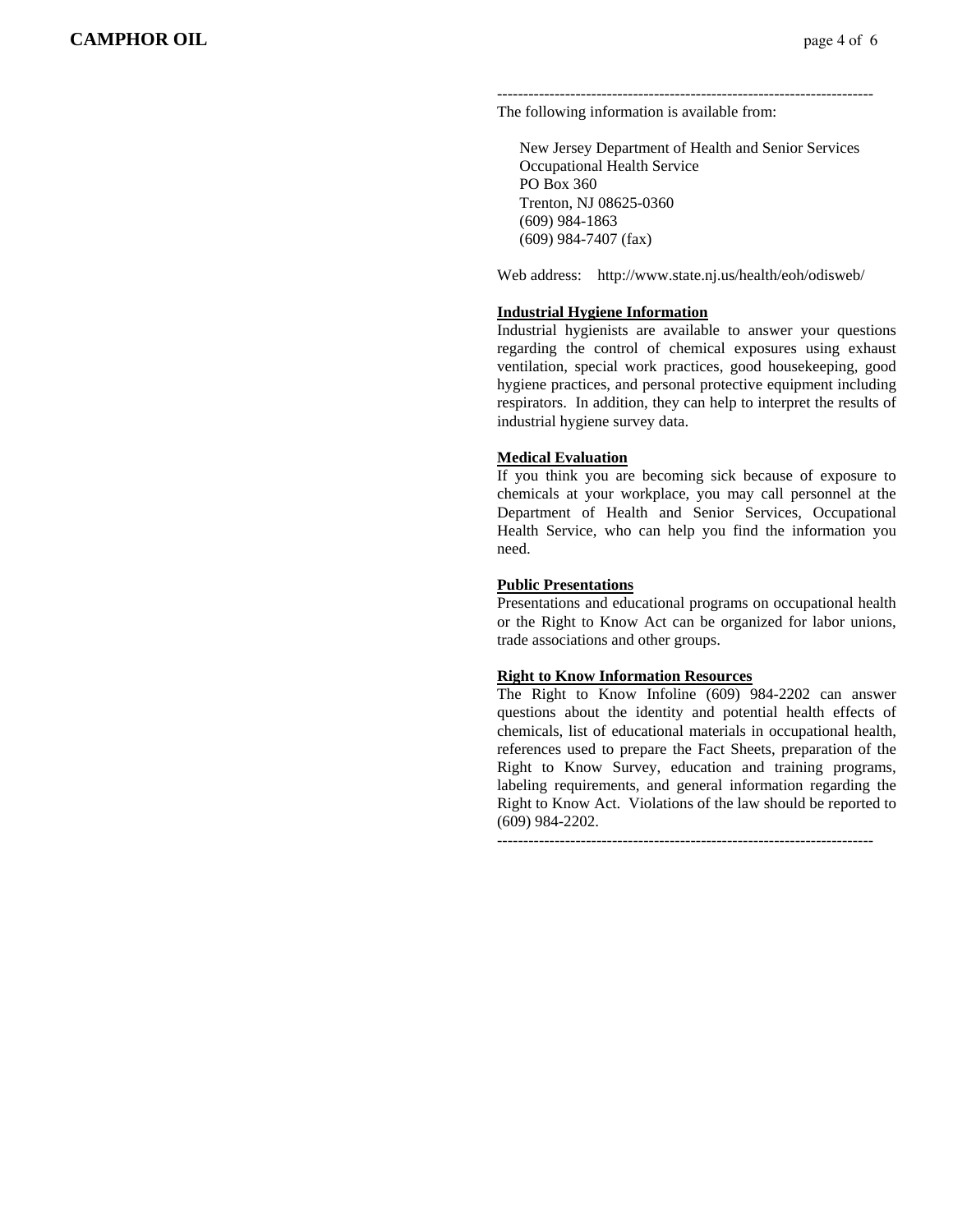------------------------------------------------------------------------
The following information is available from:

New Jersey Department of Health and Senior Services  
Occupational Health Service  
PO Box 360  
Trenton, NJ 08625-0360  
(609) 984-1863  
(609) 984-7407 (fax)

Web address: http://www.state.nj.us/health/eoh/odisweb/

**Industrial Hygiene Information**

Industrial hygienists are available to answer your questions regarding the control of chemical exposures using exhaust ventilation, special work practices, good housekeeping, good hygiene practices, and personal protective equipment including respirators. In addition, they can help to interpret the results of industrial hygiene survey data.

**Medical Evaluation**

If you think you are becoming sick because of exposure to chemicals at your workplace, you may call personnel at the Department of Health and Senior Services, Occupational Health Service, who can help you find the information you need.

**Public Presentations**

Presentations and educational programs on occupational health or the Right to Know Act can be organized for labor unions, trade associations and other groups.

**Right to Know Information Resources**

The Right to Know Infoline (609) 984-2202 can answer questions about the identity and potential health effects of chemicals, list of educational materials in occupational health, references used to prepare the Fact Sheets, preparation of the Right to Know Survey, education and training programs, labeling requirements, and general information regarding the Right to Know Act. Violations of the law should be reported to (609) 984-2202.

------------------------------------------------------------------------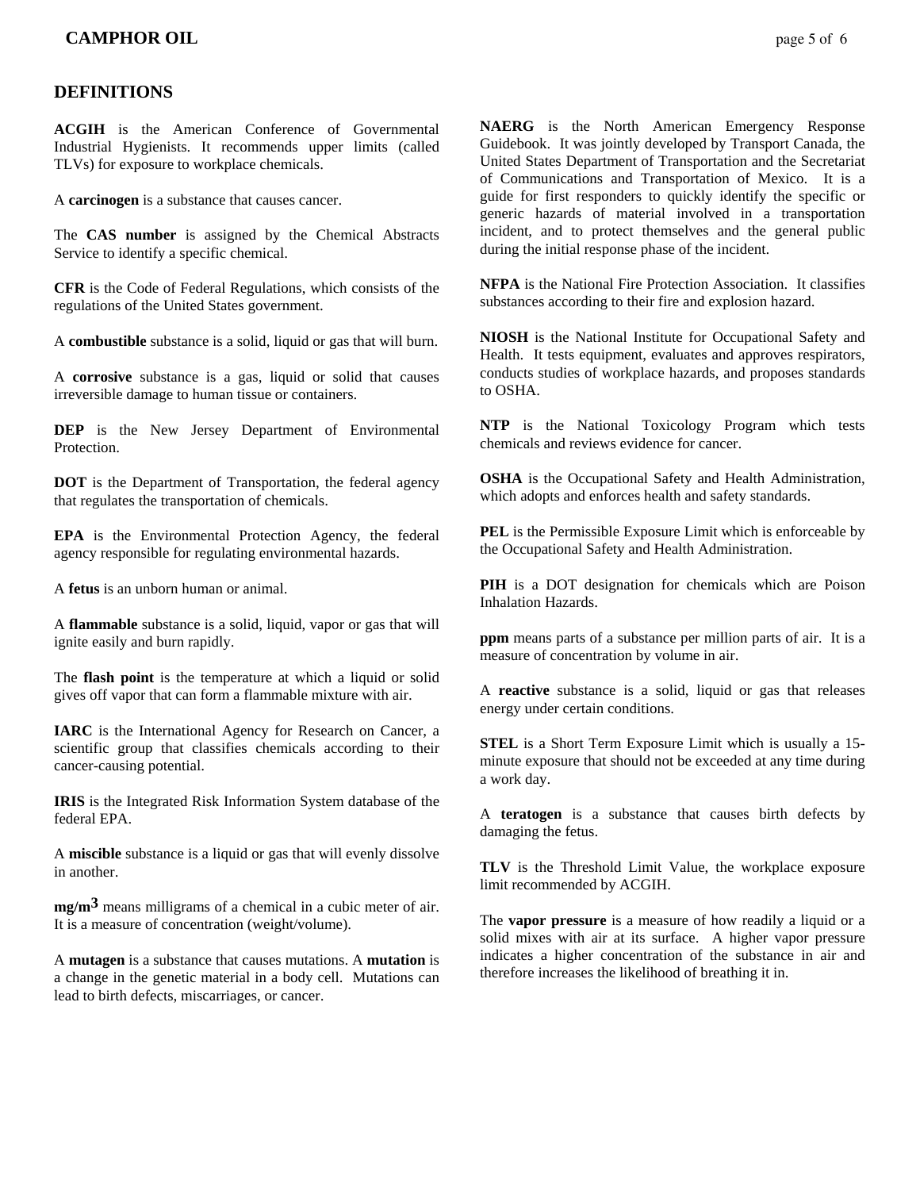## DEFINITIONS

**ACGIH** is the American Conference of Governmental Industrial Hygienists. It recommends upper limits (called TLVs) for exposure to workplace chemicals.

A **carcinogen** is a substance that causes cancer.

The **CAS number** is assigned by the Chemical Abstracts Service to identify a specific chemical.

**CFR** is the Code of Federal Regulations, which consists of the regulations of the United States government.

A **combustible** substance is a solid, liquid or gas that will burn.

A **corrosive** substance is a gas, liquid or solid that causes irreversible damage to human tissue or containers.

**DEP** is the New Jersey Department of Environmental Protection.

**DOT** is the Department of Transportation, the federal agency that regulates the transportation of chemicals.

**EPA** is the Environmental Protection Agency, the federal agency responsible for regulating environmental hazards.

A **fetus** is an unborn human or animal.

A **flammable** substance is a solid, liquid, vapor or gas that will ignite easily and burn rapidly.

The **flash point** is the temperature at which a liquid or solid gives off vapor that can form a flammable mixture with air.

**IARC** is the International Agency for Research on Cancer, a scientific group that classifies chemicals according to their cancer-causing potential.

**IRIS** is the Integrated Risk Information System database of the federal EPA.

A **miscible** substance is a liquid or gas that will evenly dissolve in another.

**$mg/m^3$** means milligrams of a chemical in a cubic meter of air. It is a measure of concentration (weight/volume).

A **mutagen** is a substance that causes mutations. A **mutation** is a change in the genetic material in a body cell. Mutations can lead to birth defects, miscarriages, or cancer.

**NAERG** is the North American Emergency Response Guidebook. It was jointly developed by Transport Canada, the United States Department of Transportation and the Secretariat of Communications and Transportation of Mexico. It is a guide for first responders to quickly identify the specific or generic hazards of material involved in a transportation incident, and to protect themselves and the general public during the initial response phase of the incident.

**NFPA** is the National Fire Protection Association. It classifies substances according to their fire and explosion hazard.

**NIOSH** is the National Institute for Occupational Safety and Health. It tests equipment, evaluates and approves respirators, conducts studies of workplace hazards, and proposes standards to OSHA.

**NTP** is the National Toxicology Program which tests chemicals and reviews evidence for cancer.

**OSHA** is the Occupational Safety and Health Administration, which adopts and enforces health and safety standards.

**PEL** is the Permissible Exposure Limit which is enforceable by the Occupational Safety and Health Administration.

**PIH** is a DOT designation for chemicals which are Poison Inhalation Hazards.

**ppm** means parts of a substance per million parts of air. It is a measure of concentration by volume in air.

A **reactive** substance is a solid, liquid or gas that releases energy under certain conditions.

**STEL** is a Short Term Exposure Limit which is usually a 15-minute exposure that should not be exceeded at any time during a work day.

A **teratogen** is a substance that causes birth defects by damaging the fetus.

**TLV** is the Threshold Limit Value, the workplace exposure limit recommended by ACGIH.

The **vapor pressure** is a measure of how readily a liquid or a solid mixes with air at its surface. A higher vapor pressure indicates a higher concentration of the substance in air and therefore increases the likelihood of breathing it in.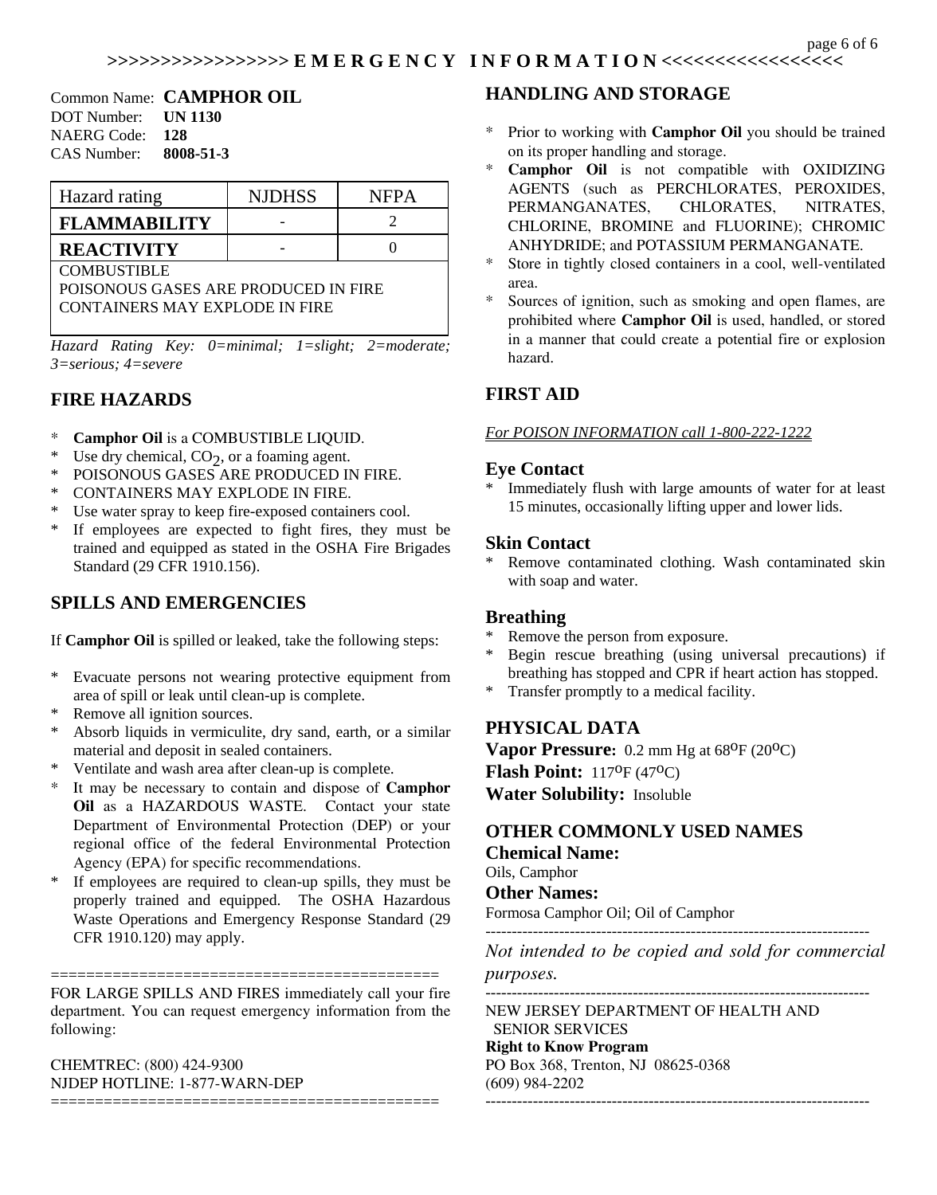>>>>>>>>>>>>>>>>> **E M E R G E N C Y   I N F O R M A T I O N** <<<<<<<<<<<<<<<<<

Common Name: **CAMPHOR OIL**
DOT Number: **UN 1130**
NAERG Code: **128**
CAS Number: **8008-51-3**

| Hazard rating | NJDHSS | NFPA |
|---|---|---|
| **FLAMMABILITY** | - | 2 |
| **REACTIVITY** | - | 0 |
| COMBUSTIBLE<br>POISONOUS GASES ARE PRODUCED IN FIRE<br>CONTAINERS MAY EXPLODE IN FIRE | | |

*Hazard Rating Key: 0=minimal; 1=slight; 2=moderate; 3=serious; 4=severe*

## FIRE HAZARDS

* **Camphor Oil** is a COMBUSTIBLE LIQUID.
* Use dry chemical, $CO_2$, or a foaming agent.
* POISONOUS GASES ARE PRODUCED IN FIRE.
* CONTAINERS MAY EXPLODE IN FIRE.
* Use water spray to keep fire-exposed containers cool.
* If employees are expected to fight fires, they must be trained and equipped as stated in the OSHA Fire Brigades Standard (29 CFR 1910.156).

## SPILLS AND EMERGENCIES

If **Camphor Oil** is spilled or leaked, take the following steps:

* Evacuate persons not wearing protective equipment from area of spill or leak until clean-up is complete.
* Remove all ignition sources.
* Absorb liquids in vermiculite, dry sand, earth, or a similar material and deposit in sealed containers.
* Ventilate and wash area after clean-up is complete.
* It may be necessary to contain and dispose of **Camphor Oil** as a HAZARDOUS WASTE. Contact your state Department of Environmental Protection (DEP) or your regional office of the federal Environmental Protection Agency (EPA) for specific recommendations.
* If employees are required to clean-up spills, they must be properly trained and equipped. The OSHA Hazardous Waste Operations and Emergency Response Standard (29 CFR 1910.120) may apply.

==========================================

FOR LARGE SPILLS AND FIRES immediately call your fire department. You can request emergency information from the following:

CHEMTREC: (800) 424-9300
NJDEP HOTLINE: 1-877-WARN-DEP

==========================================

## HANDLING AND STORAGE

* Prior to working with **Camphor Oil** you should be trained on its proper handling and storage.
* **Camphor Oil** is not compatible with OXIDIZING AGENTS (such as PERCHLORATES, PEROXIDES, PERMANGANATES, CHLORATES, NITRATES, CHLORINE, BROMINE and FLUORINE); CHROMIC ANHYDRIDE; and POTASSIUM PERMANGANATE.
* Store in tightly closed containers in a cool, well-ventilated area.
* Sources of ignition, such as smoking and open flames, are prohibited where **Camphor Oil** is used, handled, or stored in a manner that could create a potential fire or explosion hazard.

## FIRST AID

*For POISON INFORMATION call 1-800-222-1222*

### Eye Contact

* Immediately flush with large amounts of water for at least 15 minutes, occasionally lifting upper and lower lids.

### Skin Contact

* Remove contaminated clothing. Wash contaminated skin with soap and water.

### Breathing

* Remove the person from exposure.
* Begin rescue breathing (using universal precautions) if breathing has stopped and CPR if heart action has stopped.
* Transfer promptly to a medical facility.

## PHYSICAL DATA

**Vapor Pressure:** 0.2 mm Hg at 68°F (20°C)
**Flash Point:** 117°F (47°C)
**Water Solubility:** Insoluble

## OTHER COMMONLY USED NAMES

**Chemical Name:**
Oils, Camphor
**Other Names:**
Formosa Camphor Oil; Oil of Camphor

------------------------------------------------------------------------

*Not intended to be copied and sold for commercial purposes.*

------------------------------------------------------------------------

NEW JERSEY DEPARTMENT OF HEALTH AND SENIOR SERVICES
**Right to Know Program**
PO Box 368, Trenton, NJ 08625-0368
(609) 984-2202

------------------------------------------------------------------------